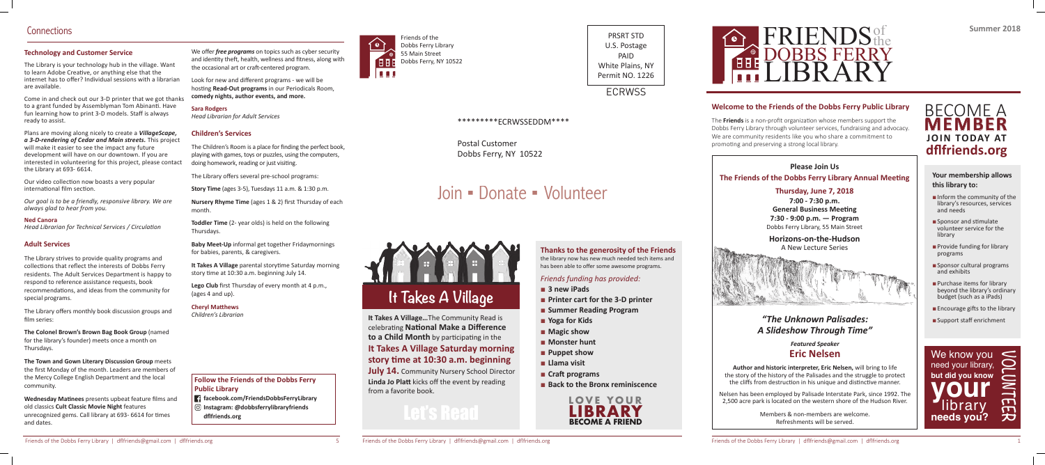## Connections

### Technology and Customer Service

The Library is your technology hub in the village. Want to learn Adobe Creative, or anything else that the internet has to offer? Individual sessions with a librarian are available.

Come in and check out our 3-D printer that we got thanks to a grant funded by Assemblyman Tom Abinanti. Have fun learning how to print 3-D models. Staff is always ready to assist.

Plans are moving along nicely to create a ***VillageScape, a 3-D-rendering of Cedar and Main streets.*** This project will make it easier to see the impact any future development will have on our downtown. If you are interested in volunteering for this project, please contact the Library at 693- 6614.

Our video collection now boasts a very popular international film section.

*Our goal is to be a friendly, responsive library. We are always glad to hear from you.*

**Ned Canora**
*Head Librarian for Technical Services / Circulation*

### Adult Services

The Library strives to provide quality programs and collections that reflect the interests of Dobbs Ferry residents. The Adult Services Department is happy to respond to reference assistance requests, book recommendations, and ideas from the community for special programs.

The Library offers monthly book discussion groups and film series:

**The Colonel Brown's Brown Bag Book Group** (named for the library's founder) meets once a month on Thursdays.

**The Town and Gown Literary Discussion Group** meets the first Monday of the month. Leaders are members of the Mercy College English Department and the local community.

**Wednesday Matinees** presents upbeat feature films and old classics **Cult Classic Movie Night** features unrecognized gems. Call library at 693- 6614 for times and dates.

We offer ***free programs*** on topics such as cyber security and identity theft, health, wellness and fitness, along with the occasional art or craft-centered program.

Look for new and different programs - we will be hosting **Read-Out programs** in our Periodicals Room, **comedy nights, author events, and more.**

**Sara Rodgers**
*Head Librarian for Adult Services*

### Children's Services

The Children's Room is a place for finding the perfect book, playing with games, toys or puzzles, using the computers, doing homework, reading or just visiting.

The Library offers several pre-school programs:

**Story Time** (ages 3-5), Tuesdays 11 a.m. & 1:30 p.m.

**Nursery Rhyme Time** (ages 1 & 2) first Thursday of each month.

**Toddler Time** (2- year olds) is held on the following Thursdays.

**Baby Meet-Up** informal get together Fridaymornings for babies, parents, & caregivers.

**It Takes A Village** parental storytime Saturday morning story time at 10:30 a.m. beginning July 14.

**Lego Club** first Thursday of every month at 4 p.m., (ages 4 and up).

**Cheryl Matthews**
*Children's Librarian*

**Follow the Friends of the Dobbs Ferry Public Library**

- facebook.com/FriendsDobbsFerryLibrary
- Instagram: @dobbsferrylibraryfriends
- dflfriends.org

Friends of the Dobbs Ferry Library
55 Main Street
Dobbs Ferry, NY 10522

PRSRT STD
U.S. Postage
PAID
White Plains, NY
Permit NO. 1226

ECRWSS

\*\*\*\*\*\*\*\*\*ECRWSSEDDM\*\*\*\*

Postal Customer
Dobbs Ferry, NY 10522

# Join ▪ Donate ▪ Volunteer

## It Takes A Village

**It Takes A Village...**The Community Read is celebrating **National Make a Difference to a Child Month** by participating in the **It Takes A Village Saturday morning story time at 10:30 a.m. beginning July 14.** Community Nursery School Director **Linda Jo Platt** kicks off the event by reading from a favorite book.

Let's Read

### Thanks to the generosity of the Friends

the library now has new much needed tech items and has been able to offer some awesome programs.

*Friends funding has provided:*

- **3 new iPads**
- **Printer cart for the 3-D printer**
- **Summer Reading Program**
- **Yoga for Kids**
- **Magic show**
- **Monster hunt**
- **Puppet show**
- **Llama visit**
- **Craft programs**
- **Back to the Bronx reminiscence**

**LOVE YOUR LIBRARY BECOME A FRIEND**

# FRIENDS of the DOBBS FERRY LIBRARY

**Summer 2018**

### Welcome to the Friends of the Dobbs Ferry Public Library

The **Friends** is a non-profit organization whose members support the Dobbs Ferry Library through volunteer services, fundraising and advocacy. We are community residents like you who share a commitment to promoting and preserving a strong local library.

**Please Join Us**
**The Friends of the Dobbs Ferry Library Annual Meeting**

**Thursday, June 7, 2018**
**7:00 - 7:30 p.m.**
**General Business Meeting**
**7:30 - 9:00 p.m. — Program**
Dobbs Ferry Library, 55 Main Street

**Horizons-on-the-Hudson**
A New Lecture Series

### *"The Unknown Palisades: A Slideshow Through Time"*

***Featured Speaker***
**Eric Nelsen**

**Author and historic interpreter, Eric Nelsen,** will bring to life the story of the history of the Palisades and the struggle to protect the cliffs from destruction in his unique and distinctive manner.

Nelsen has been employed by Palisade Interstate Park, since 1992. The 2,500 acre park is located on the western shore of the Hudson River.

Members & non-members are welcome.
Refreshments will be served.

## BECOME A MEMBER
**JOIN TODAY AT dflfriends.org**

**Your membership allows this library to:**

- Inform the community of the library's resources, services and needs
- Sponsor and stimulate volunteer service for the library
- Provide funding for library programs
- Sponsor cultural programs and exhibits
- Purchase items for library beyond the library's ordinary budget (such as a iPads)
- Encourage gifts to the library
- Support staff enrichment

We know you need your library, **but did you know your library needs you?**

VOLUNTEER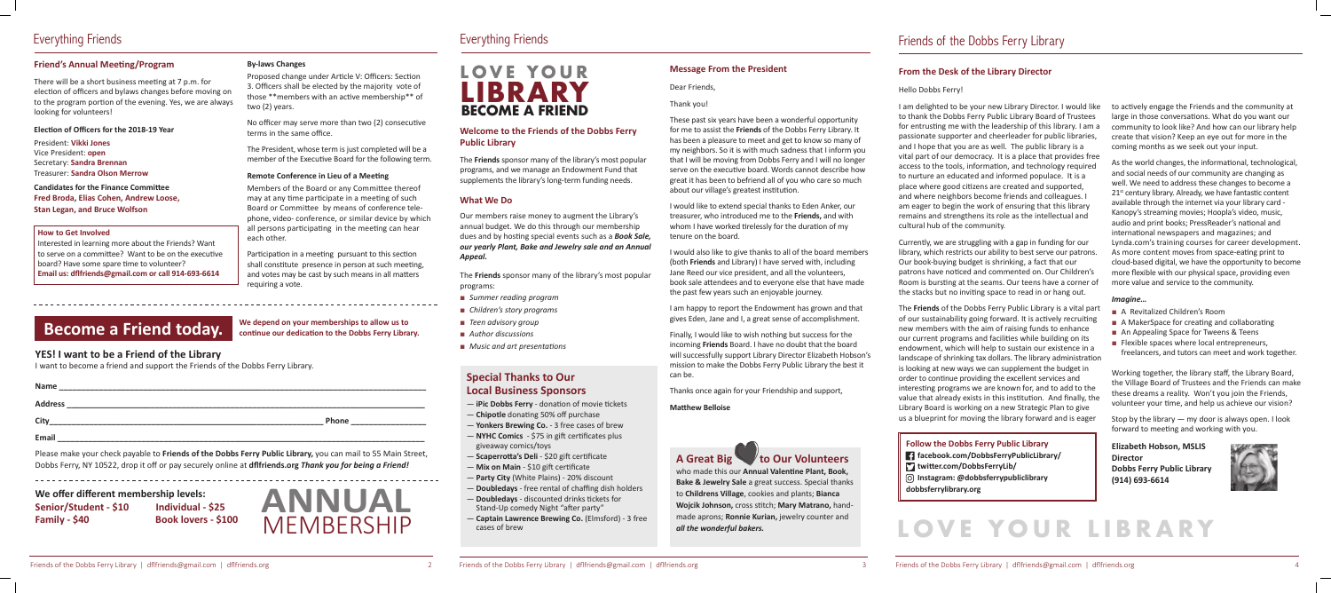# Everything Friends

## Friend's Annual Meeting/Program

There will be a short business meeting at 7 p.m. for election of officers and bylaws changes before moving on to the program portion of the evening. Yes, we are always looking for volunteers!

### Election of Officers for the 2018-19 Year

President: **Vikki Jones**
Vice President: **open**
Secretary: **Sandra Brennan**
Treasurer: **Sandra Olson Merrow**

**Candidates for the Finance Committee**
**Fred Broda, Elias Cohen, Andrew Loose, Stan Legan, and Bruce Wolfson**

### How to Get Involved

Interested in learning more about the Friends? Want to serve on a committee? Want to be on the executive board? Have some spare time to volunteer?
**Email us: dflfriends@gmail.com or call 914-693-6614**

### By-laws Changes

Proposed change under Article V: Officers: Section 3. Officers shall be elected by the majority vote of those **members with an active membership** of two (2) years.

No officer may serve more than two (2) consecutive terms in the same office.

The President, whose term is just completed will be a member of the Executive Board for the following term.

### Remote Conference in Lieu of a Meeting

Members of the Board or any Committee thereof may at any time participate in a meeting of such Board or Committee by means of conference telephone, video- conference, or similar device by which all persons participating in the meeting can hear each other.

Participation in a meeting pursuant to this section shall constitute presence in person at such meeting, and votes may be cast by such means in all matters requiring a vote.

## Become a Friend today.

**We depend on your memberships to allow us to continue our dedication to the Dobbs Ferry Library.**

### YES! I want to be a Friend of the Library

I want to become a friend and support the Friends of the Dobbs Ferry Library.

**Name** ____________________

**Address** ____________________

**City** ____________________ **Phone** ____________________

**Email** ____________________

Please make your check payable to **Friends of the Dobbs Ferry Public Library,** you can mail to 55 Main Street, Dobbs Ferry, NY 10522, drop it off or pay securely online at **dflfriends.org** ***Thank you for being a Friend!***

**We offer different membership levels:**

| | |
|---|---|
| **Senior/Student - $10** | **Individual - $25** |
| **Family - $40** | **Book lovers - $100** |

# ANNUAL MEMBERSHIP

# Everything Friends

# LOVE YOUR LIBRARY BECOME A FRIEND

## Welcome to the Friends of the Dobbs Ferry Public Library

The **Friends** sponsor many of the library's most popular programs, and we manage an Endowment Fund that supplements the library's long-term funding needs.

## What We Do

Our members raise money to augment the Library's annual budget. We do this through our membership dues and by hosting special events such as a ***Book Sale, our yearly Plant, Bake and Jewelry sale and an Annual Appeal.***

The **Friends** sponsor many of the library's most popular programs:

- *Summer reading program*
- *Children's story programs*
- *Teen advisory group*
- *Author discussions*
- *Music and art presentations*

## Special Thanks to Our Local Business Sponsors

- **iPic Dobbs Ferry** - donation of movie tickets
- **Chipotle** donating 50% off purchase
- **Yonkers Brewing Co.** - 3 free cases of brew
- **NYHC Comics** - $75 in gift certificates plus giveaway comics/toys
- **Scaperrotta's Deli** - $20 gift certificate
- **Mix on Main** - $10 gift certificate
- **Party City** (White Plains) - 20% discount
- **Doubledays** - free rental of chaffing dish holders
- **Doubledays** - discounted drinks tickets for Stand-Up comedy Night "after party"
- **Captain Lawrence Brewing Co.** (Elmsford) - 3 free cases of brew

## Message From the President

Dear Friends,

Thank you!

These past six years have been a wonderful opportunity for me to assist the **Friends** of the Dobbs Ferry Library. It has been a pleasure to meet and get to know so many of my neighbors. So it is with much sadness that I inform you that I will be moving from Dobbs Ferry and I will no longer serve on the executive board. Words cannot describe how great it has been to befriend all of you who care so much about our village's greatest institution.

I would like to extend special thanks to Eden Anker, our treasurer, who introduced me to the **Friends,** and with whom I have worked tirelessly for the duration of my tenure on the board.

I would also like to give thanks to all of the board members (both **Friends** and Library) I have served with, including Jane Reed our vice president, and all the volunteers, book sale attendees and to everyone else that have made the past few years such an enjoyable journey.

I am happy to report the Endowment has grown and that gives Eden, Jane and I, a great sense of accomplishment.

Finally, I would like to wish nothing but success for the incoming **Friends** Board. I have no doubt that the board will successfully support Library Director Elizabeth Hobson's mission to make the Dobbs Ferry Public Library the best it can be.

Thanks once again for your Friendship and support,

**Matthew Belloise**

## A Great Big ♥ to Our Volunteers

who made this our **Annual Valentine Plant, Book, Bake & Jewelry Sale** a great success. Special thanks to **Childrens Village**, cookies and plants; **Bianca Wojcik Johnson,** cross stitch; **Mary Matrano,** handmade aprons; **Ronnie Kurian,** jewelry counter and ***all the wonderful bakers.***

# Friends of the Dobbs Ferry Library

## From the Desk of the Library Director

Hello Dobbs Ferry!

I am delighted to be your new Library Director. I would like to thank the Dobbs Ferry Public Library Board of Trustees for entrusting me with the leadership of this library. I am a passionate supporter and cheerleader for public libraries, and I hope that you are as well. The public library is a vital part of our democracy. It is a place that provides free access to the tools, information, and technology required to nurture an educated and informed populace. It is a place where good citizens are created and supported, and where neighbors become friends and colleagues. I am eager to begin the work of ensuring that this library remains and strengthens its role as the intellectual and cultural hub of the community.

Currently, we are struggling with a gap in funding for our library, which restricts our ability to best serve our patrons. Our book-buying budget is shrinking, a fact that our patrons have noticed and commented on. Our Children's Room is bursting at the seams. Our teens have a corner of the stacks but no inviting space to read in or hang out.

The **Friends** of the Dobbs Ferry Public Library is a vital part of our sustainability going forward. It is actively recruiting new members with the aim of raising funds to enhance our current programs and facilities while building on its endowment, which will help to sustain our existence in a landscape of shrinking tax dollars. The library administration is looking at new ways we can supplement the budget in order to continue providing the excellent services and interesting programs we are known for, and to add to the value that already exists in this institution. And finally, the Library Board is working on a new Strategic Plan to give us a blueprint for moving the library forward and is eager to actively engage the Friends and the community at large in those conversations. What do you want our community to look like? And how can our library help create that vision? Keep an eye out for more in the coming months as we seek out your input.

As the world changes, the informational, technological, and social needs of our community are changing as well. We need to address these changes to become a 21st century library. Already, we have fantastic content available through the internet via your library card - Kanopy's streaming movies; Hoopla's video, music, audio and print books; PressReader's national and international newspapers and magazines; and Lynda.com's training courses for career development. As more content moves from space-eating print to cloud-based digital, we have the opportunity to become more flexible with our physical space, providing even more value and service to the community.

***Imagine…***

- A Revitalized Children's Room
- A MakerSpace for creating and collaborating
- An Appealing Space for Tweens & Teens
- Flexible spaces where local entrepreneurs, freelancers, and tutors can meet and work together.

Working together, the library staff, the Library Board, the Village Board of Trustees and the Friends can make these dreams a reality. Won't you join the Friends, volunteer your time, and help us achieve our vision?

Stop by the library — my door is always open. I look forward to meeting and working with you.

**Elizabeth Hobson, MSLIS**
**Director**
**Dobbs Ferry Public Library**
**(914) 693-6614**

### Follow the Dobbs Ferry Public Library

**facebook.com/DobbsFerryPublicLibrary/**
**twitter.com/DobbsFerryLib/**
**Instagram: @dobbsferrypubliclibrary**
**dobbsferrylibrary.org**

# LOVE YOUR LIBRARY